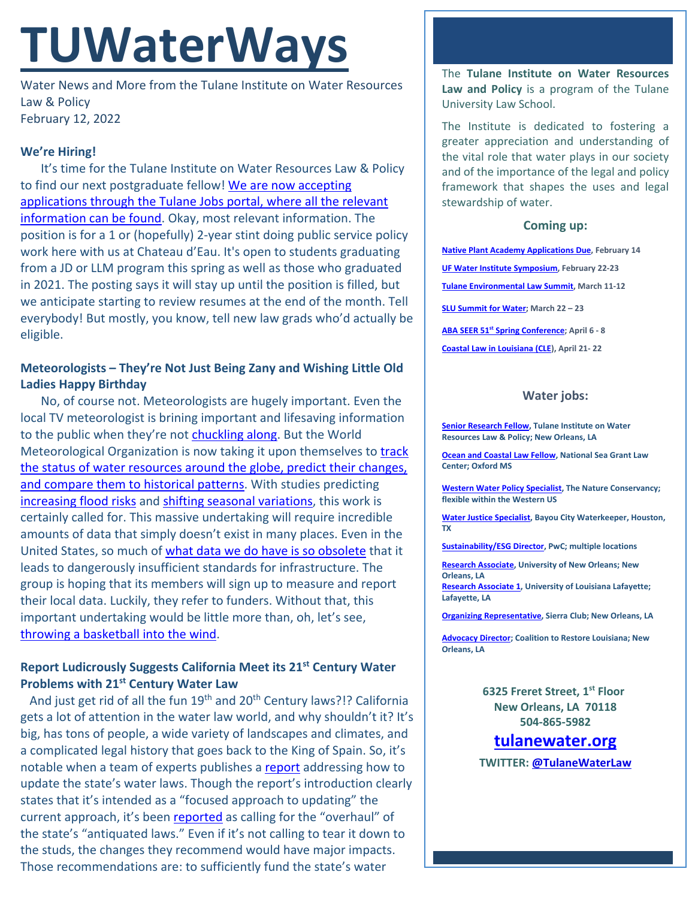# TUWaterWays

Water News and More from the Tulane Institute on Water Resources Law & Policy
February 12, 2022

### We're Hiring!

It's time for the Tulane Institute on Water Resources Law & Policy to find our next postgraduate fellow! We are now accepting applications through the Tulane Jobs portal, where all the relevant information can be found. Okay, most relevant information. The position is for a 1 or (hopefully) 2-year stint doing public service policy work here with us at Chateau d'Eau. It's open to students graduating from a JD or LLM program this spring as well as those who graduated in 2021. The posting says it will stay up until the position is filled, but we anticipate starting to review resumes at the end of the month. Tell everybody! But mostly, you know, tell new law grads who'd actually be eligible.

### Meteorologists – They're Not Just Being Zany and Wishing Little Old Ladies Happy Birthday

No, of course not. Meteorologists are hugely important. Even the local TV meteorologist is brining important and lifesaving information to the public when they're not chuckling along. But the World Meteorological Organization is now taking it upon themselves to track the status of water resources around the globe, predict their changes, and compare them to historical patterns. With studies predicting increasing flood risks and shifting seasonal variations, this work is certainly called for. This massive undertaking will require incredible amounts of data that simply doesn't exist in many places. Even in the United States, so much of what data we do have is so obsolete that it leads to dangerously insufficient standards for infrastructure. The group is hoping that its members will sign up to measure and report their local data. Luckily, they refer to funders. Without that, this important undertaking would be little more than, oh, let's see, throwing a basketball into the wind.

### Report Ludicrously Suggests California Meet its 21st Century Water Problems with 21st Century Water Law

And just get rid of all the fun 19th and 20th Century laws?!? California gets a lot of attention in the water law world, and why shouldn't it? It's big, has tons of people, a wide variety of landscapes and climates, and a complicated legal history that goes back to the King of Spain. So, it's notable when a team of experts publishes a report addressing how to update the state's water laws. Though the report's introduction clearly states that it's intended as a "focused approach to updating" the current approach, it's been reported as calling for the "overhaul" of the state's "antiquated laws." Even if it's not calling to tear it down to the studs, the changes they recommend would have major impacts. Those recommendations are: to sufficiently fund the state's water

---

The **Tulane Institute on Water Resources Law and Policy** is a program of the Tulane University Law School.

The Institute is dedicated to fostering a greater appreciation and understanding of the vital role that water plays in our society and of the importance of the legal and policy framework that shapes the uses and legal stewardship of water.

### Coming up:

- **Native Plant Academy Applications Due, February 14**
- **UF Water Institute Symposium, February 22-23**
- **Tulane Environmental Law Summit, March 11-12**
- **SLU Summit for Water; March 22 – 23**
- **ABA SEER 51st Spring Conference; April 6 - 8**
- **Coastal Law in Louisiana (CLE), April 21- 22**

### Water jobs:

- **Senior Research Fellow, Tulane Institute on Water Resources Law & Policy; New Orleans, LA**
- **Ocean and Coastal Law Fellow, National Sea Grant Law Center; Oxford MS**
- **Western Water Policy Specialist, The Nature Conservancy; flexible within the Western US**
- **Water Justice Specialist, Bayou City Waterkeeper, Houston, TX**
- **Sustainability/ESG Director, PwC; multiple locations**
- **Research Associate, University of New Orleans; New Orleans, LA**
- **Research Associate 1, University of Louisiana Lafayette; Lafayette, LA**
- **Organizing Representative, Sierra Club; New Orleans, LA**
- **Advocacy Director; Coalition to Restore Louisiana; New Orleans, LA**

**6325 Freret Street, 1st Floor**
**New Orleans, LA 70118**
**504-865-5982**

**tulanewater.org**

**TWITTER: @TulaneWaterLaw**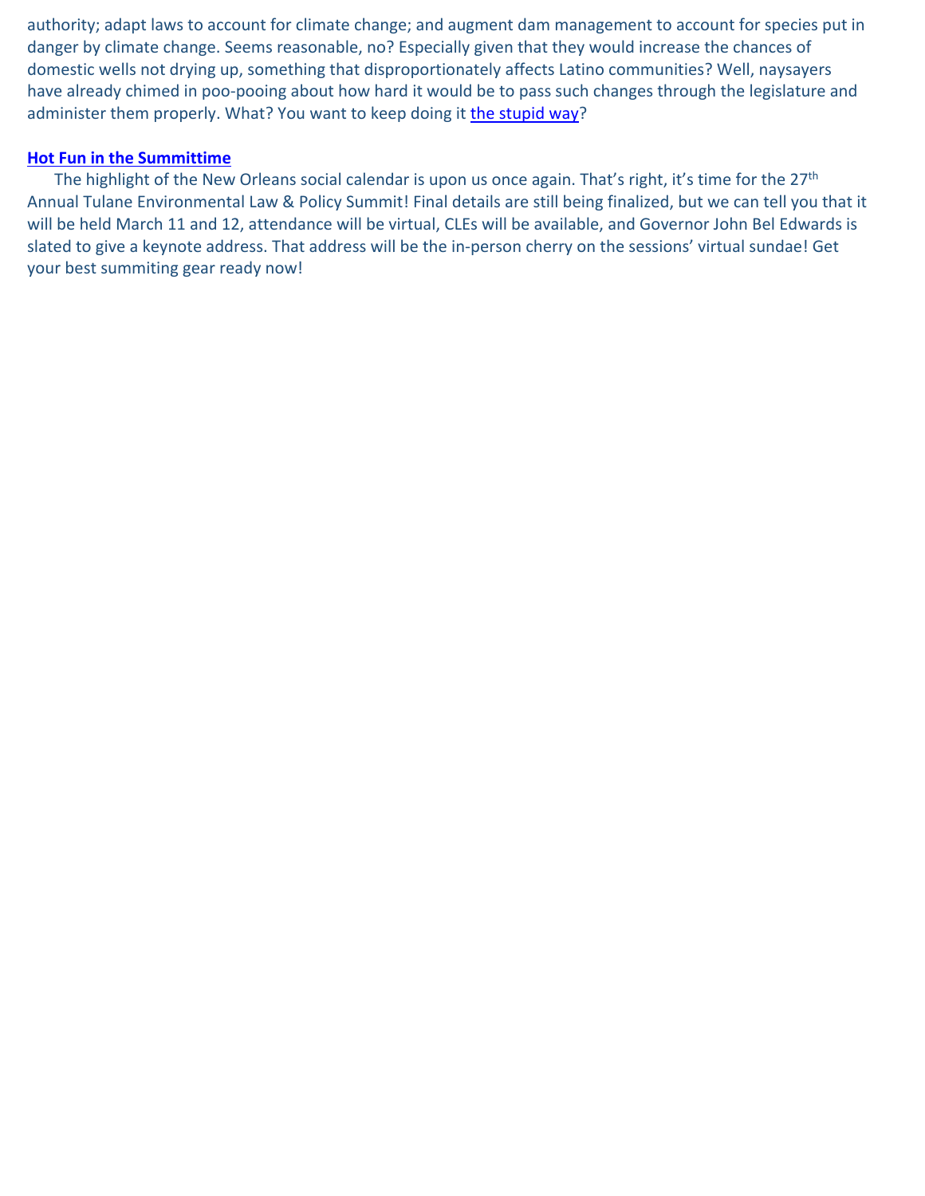authority; adapt laws to account for climate change; and augment dam management to account for species put in danger by climate change. Seems reasonable, no? Especially given that they would increase the chances of domestic wells not drying up, something that disproportionately affects Latino communities? Well, naysayers have already chimed in poo-pooing about how hard it would be to pass such changes through the legislature and administer them properly. What? You want to keep doing it the stupid way?

**Hot Fun in the Summittime**

The highlight of the New Orleans social calendar is upon us once again. That's right, it's time for the 27th Annual Tulane Environmental Law & Policy Summit! Final details are still being finalized, but we can tell you that it will be held March 11 and 12, attendance will be virtual, CLEs will be available, and Governor John Bel Edwards is slated to give a keynote address. That address will be the in-person cherry on the sessions' virtual sundae! Get your best summiting gear ready now!